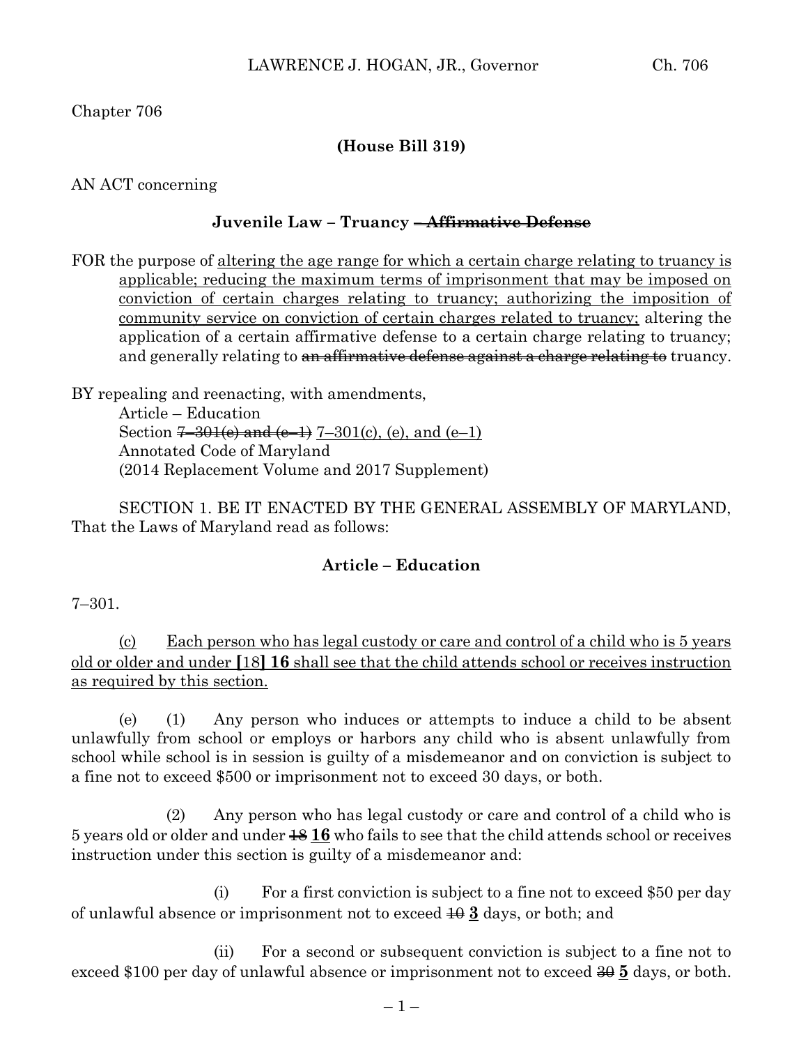Chapter 706

**(House Bill 319)**

AN ACT concerning

**Juvenile Law – Truancy ~~– Affirmative Defense~~**

FOR the purpose of <u>altering the age range for which a certain charge relating to truancy is applicable; reducing the maximum terms of imprisonment that may be imposed on conviction of certain charges relating to truancy; authorizing the imposition of community service on conviction of certain charges related to truancy;</u> altering the application of a certain affirmative defense to a certain charge relating to truancy; and generally relating to ~~an affirmative defense against a charge relating to~~ truancy.

BY repealing and reenacting, with amendments,
Article – Education
Section ~~7–301(e) and (e–1)~~ <u>7–301(c), (e), and (e–1)</u>
Annotated Code of Maryland
(2014 Replacement Volume and 2017 Supplement)

SECTION 1. BE IT ENACTED BY THE GENERAL ASSEMBLY OF MARYLAND, That the Laws of Maryland read as follows:

**Article – Education**

7–301.

<u>(c) Each person who has legal custody or care and control of a child who is 5 years old or older and under **[**18**] 16** shall see that the child attends school or receives instruction as required by this section.</u>

(e) (1) Any person who induces or attempts to induce a child to be absent unlawfully from school or employs or harbors any child who is absent unlawfully from school while school is in session is guilty of a misdemeanor and on conviction is subject to a fine not to exceed $500 or imprisonment not to exceed 30 days, or both.

(2) Any person who has legal custody or care and control of a child who is 5 years old or older and under ~~18~~ <u>**16**</u> who fails to see that the child attends school or receives instruction under this section is guilty of a misdemeanor and:

(i) For a first conviction is subject to a fine not to exceed $50 per day of unlawful absence or imprisonment not to exceed ~~10~~ <u>**3**</u> days, or both; and

(ii) For a second or subsequent conviction is subject to a fine not to exceed $100 per day of unlawful absence or imprisonment not to exceed ~~30~~ <u>**5**</u> days, or both.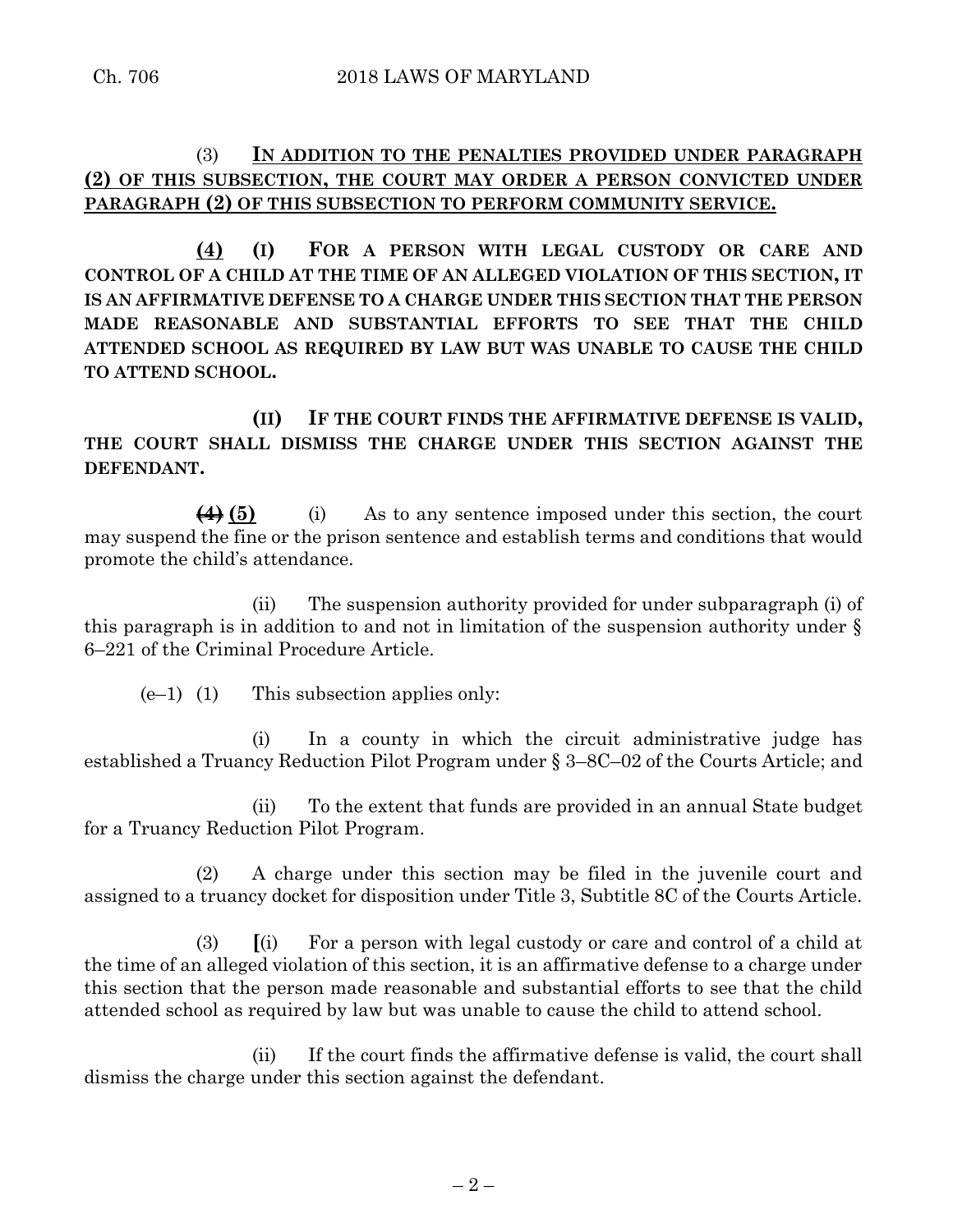(3) **IN ADDITION TO THE PENALTIES PROVIDED UNDER PARAGRAPH (2) OF THIS SUBSECTION, THE COURT MAY ORDER A PERSON CONVICTED UNDER PARAGRAPH (2) OF THIS SUBSECTION TO PERFORM COMMUNITY SERVICE.**

**(4) (I) FOR A PERSON WITH LEGAL CUSTODY OR CARE AND CONTROL OF A CHILD AT THE TIME OF AN ALLEGED VIOLATION OF THIS SECTION, IT IS AN AFFIRMATIVE DEFENSE TO A CHARGE UNDER THIS SECTION THAT THE PERSON MADE REASONABLE AND SUBSTANTIAL EFFORTS TO SEE THAT THE CHILD ATTENDED SCHOOL AS REQUIRED BY LAW BUT WAS UNABLE TO CAUSE THE CHILD TO ATTEND SCHOOL.**

**(II) IF THE COURT FINDS THE AFFIRMATIVE DEFENSE IS VALID, THE COURT SHALL DISMISS THE CHARGE UNDER THIS SECTION AGAINST THE DEFENDANT.**

~~(4)~~ **(5)** (i) As to any sentence imposed under this section, the court may suspend the fine or the prison sentence and establish terms and conditions that would promote the child's attendance.

(ii) The suspension authority provided for under subparagraph (i) of this paragraph is in addition to and not in limitation of the suspension authority under § 6–221 of the Criminal Procedure Article.

(e–1) (1) This subsection applies only:

(i) In a county in which the circuit administrative judge has established a Truancy Reduction Pilot Program under § 3–8C–02 of the Courts Article; and

(ii) To the extent that funds are provided in an annual State budget for a Truancy Reduction Pilot Program.

(2) A charge under this section may be filed in the juvenile court and assigned to a truancy docket for disposition under Title 3, Subtitle 8C of the Courts Article.

(3) **[**(i) For a person with legal custody or care and control of a child at the time of an alleged violation of this section, it is an affirmative defense to a charge under this section that the person made reasonable and substantial efforts to see that the child attended school as required by law but was unable to cause the child to attend school.

(ii) If the court finds the affirmative defense is valid, the court shall dismiss the charge under this section against the defendant.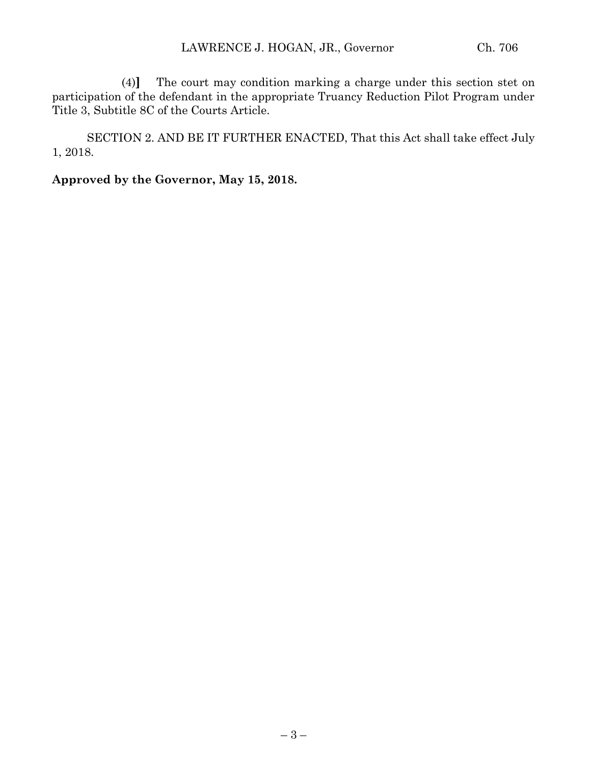(4)] The court may condition marking a charge under this section stet on participation of the defendant in the appropriate Truancy Reduction Pilot Program under Title 3, Subtitle 8C of the Courts Article.

SECTION 2. AND BE IT FURTHER ENACTED, That this Act shall take effect July 1, 2018.

**Approved by the Governor, May 15, 2018.**